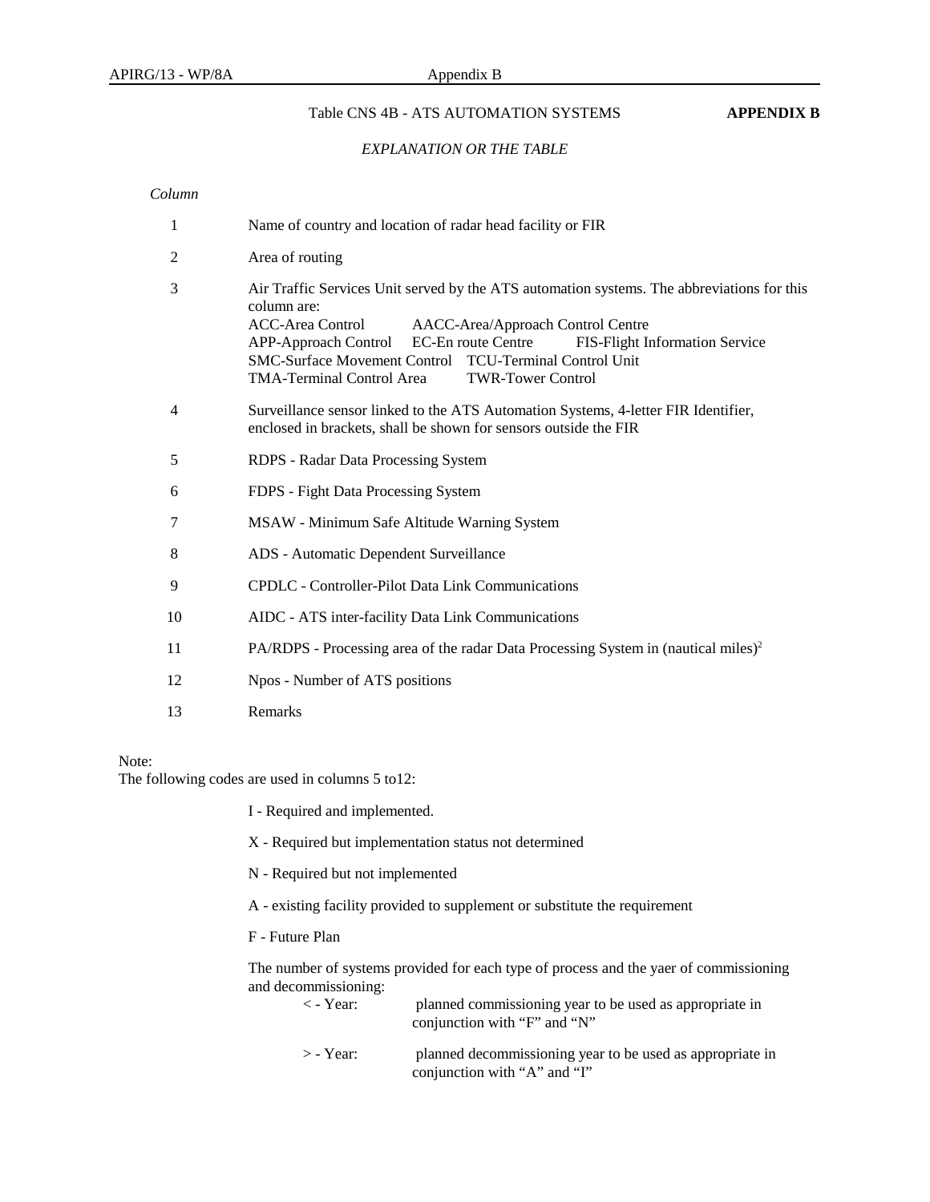Table CNS 4B - ATS AUTOMATION SYSTEMS **APPENDIX B**

*EXPLANATION OR THE TABLE*

*Column*

1. Name of country and location of radar head facility or FIR

2. Area of routing

3. Air Traffic Services Unit served by the ATS automation systems. The abbreviations for this column are:
   ACC-Area Control AACC-Area/Approach Control Centre
   APP-Approach Control EC-En route Centre FIS-Flight Information Service
   SMC-Surface Movement Control TCU-Terminal Control Unit
   TMA-Terminal Control Area TWR-Tower Control

4. Surveillance sensor linked to the ATS Automation Systems, 4-letter FIR Identifier, enclosed in brackets, shall be shown for sensors outside the FIR

5. RDPS - Radar Data Processing System

6. FDPS - Fight Data Processing System

7. MSAW - Minimum Safe Altitude Warning System

8. ADS - Automatic Dependent Surveillance

9. CPDLC - Controller-Pilot Data Link Communications

10. AIDC - ATS inter-facility Data Link Communications

11. PA/RDPS - Processing area of the radar Data Processing System in (nautical miles)$^2$

12. Npos - Number of ATS positions

13. Remarks

Note:
The following codes are used in columns 5 to12:

I - Required and implemented.

X - Required but implementation status not determined

N - Required but not implemented

A - existing facility provided to supplement or substitute the requirement

F - Future Plan

The number of systems provided for each type of process and the yaer of commissioning and decommissioning:

< - Year: planned commissioning year to be used as appropriate in conjunction with "F" and "N"

> - Year: planned decommissioning year to be used as appropriate in conjunction with "A" and "I"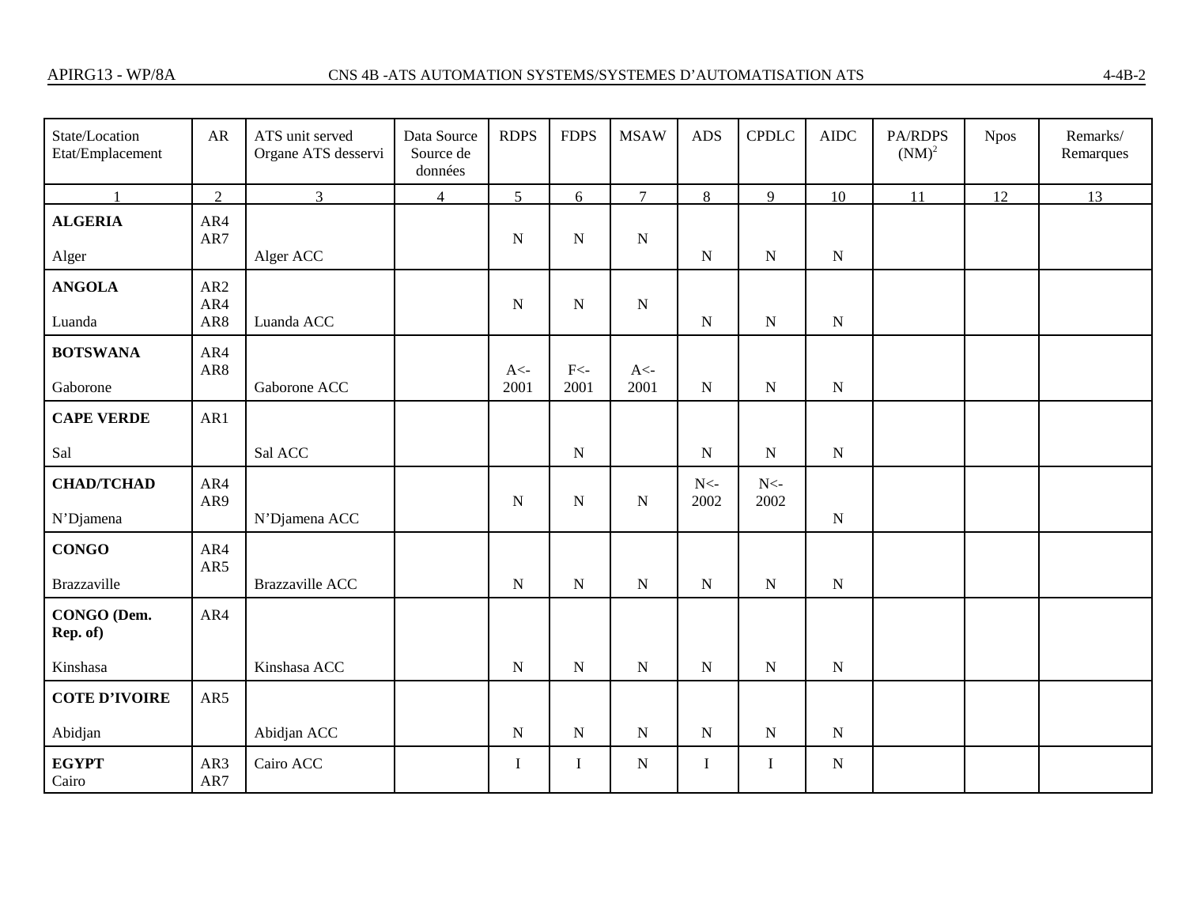| State/Location Etat/Emplacement | AR | ATS unit served Organe ATS desservi | Data Source Source de données | RDPS | FDPS | MSAW | ADS | CPDLC | AIDC | PA/RDPS (NM)[2] | Npos | Remarks/ Remarques |
|---|---|---|---|---|---|---|---|---|---|---|---|---|
| 1 | 2 | 3 | 4 | 5 | 6 | 7 | 8 | 9 | 10 | 11 | 12 | 13 |
| **ALGERIA** Alger | AR4 AR7 | Alger ACC | | N | N | N | N | N | N | | | |
| **ANGOLA** Luanda | AR2 AR4 AR8 | Luanda ACC | | N | N | N | N | N | N | | | |
| **BOTSWANA** Gaborone | AR4 AR8 | Gaborone ACC | | A<- 2001 | F<- 2001 | A<- 2001 | N | N | N | | | |
| **CAPE VERDE** Sal | AR1 | Sal ACC | | | N | | N | N | N | | | |
| **CHAD/TCHAD** N'Djamena | AR4 AR9 | N'Djamena ACC | | N | N | N | N<- 2002 | N<- 2002 | N | | | |
| **CONGO** Brazzaville | AR4 AR5 | Brazzaville ACC | | N | N | N | N | N | N | | | |
| **CONGO (Dem. Rep. of)** Kinshasa | AR4 | Kinshasa ACC | | N | N | N | N | N | N | | | |
| **COTE D'IVOIRE** Abidjan | AR5 | Abidjan ACC | | N | N | N | N | N | N | | | |
| **EGYPT** Cairo | AR3 AR7 | Cairo ACC | | I | I | N | I | I | N | | | |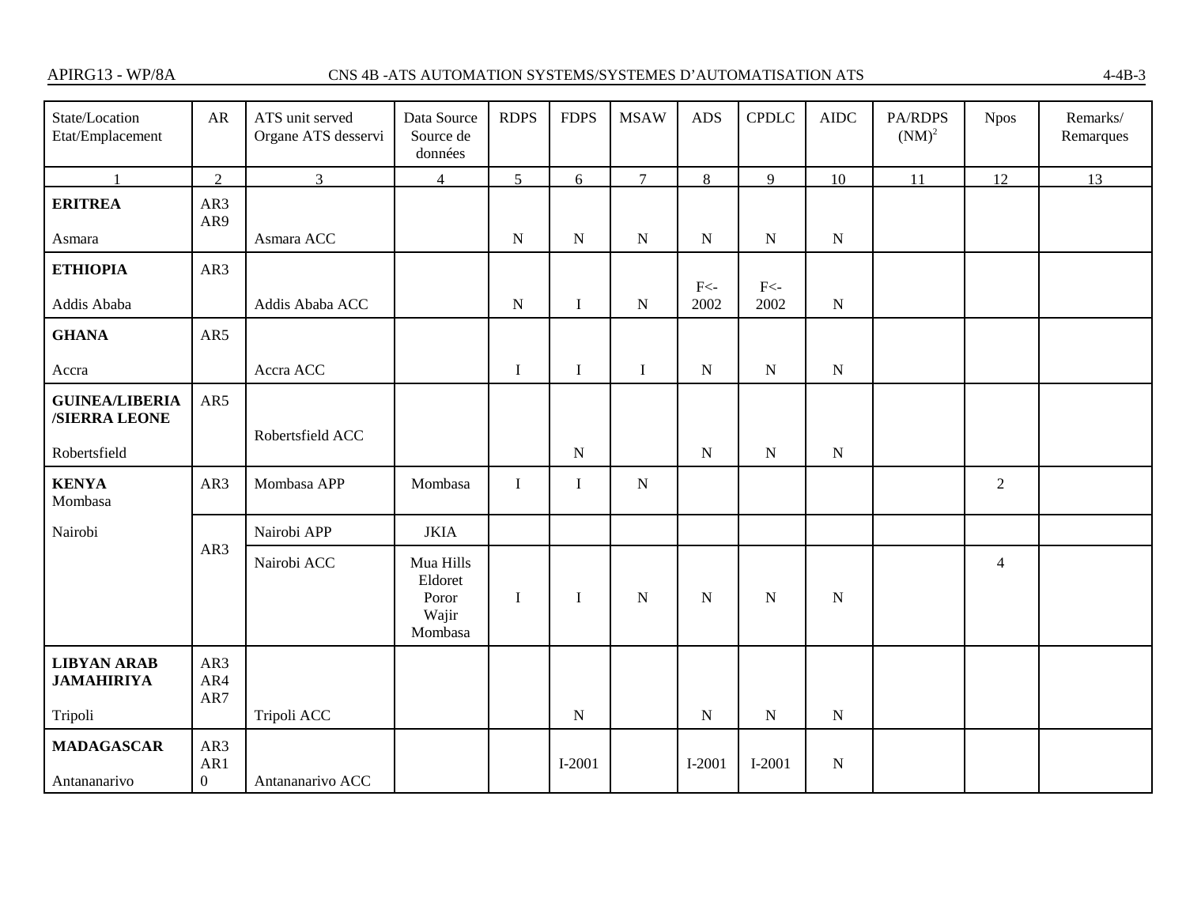| State/Location Etat/Emplacement | AR | ATS unit served Organe ATS desservi | Data Source Source de données | RDPS | FDPS | MSAW | ADS | CPDLC | AIDC | PA/RDPS $(NM)^2$ | Npos | Remarks/ Remarques |
|---|---|---|---|---|---|---|---|---|---|---|---|---|
| 1 | 2 | 3 | 4 | 5 | 6 | 7 | 8 | 9 | 10 | 11 | 12 | 13 |
| **ERITREA** Asmara | AR3 AR9 | Asmara ACC | | N | N | N | N | N | N | | | |
| **ETHIOPIA** Addis Ababa | AR3 | Addis Ababa ACC | | N | I | N | F<-2002 | F<-2002 | N | | | |
| **GHANA** Accra | AR5 | Accra ACC | | I | I | I | N | N | N | | | |
| **GUINEA/LIBERIA /SIERRA LEONE** Robertsfield | AR5 | Robertsfield ACC | | | N | | N | N | N | | | |
| **KENYA** Mombasa | AR3 | Mombasa APP | Mombasa | I | I | N | | | | | 2 | |
| Nairobi | AR3 | Nairobi APP | JKIA | | | | | | | | | |
| | | Nairobi ACC | Mua Hills Eldoret Poror Wajir Mombasa | I | I | N | N | N | N | | 4 | |
| **LIBYAN ARAB JAMAHIRIYA** Tripoli | AR3 AR4 AR7 | Tripoli ACC | | | N | | N | N | N | | | |
| **MADAGASCAR** Antananarivo | AR3 AR10 | Antananarivo ACC | | | I-2001 | | I-2001 | I-2001 | N | | | |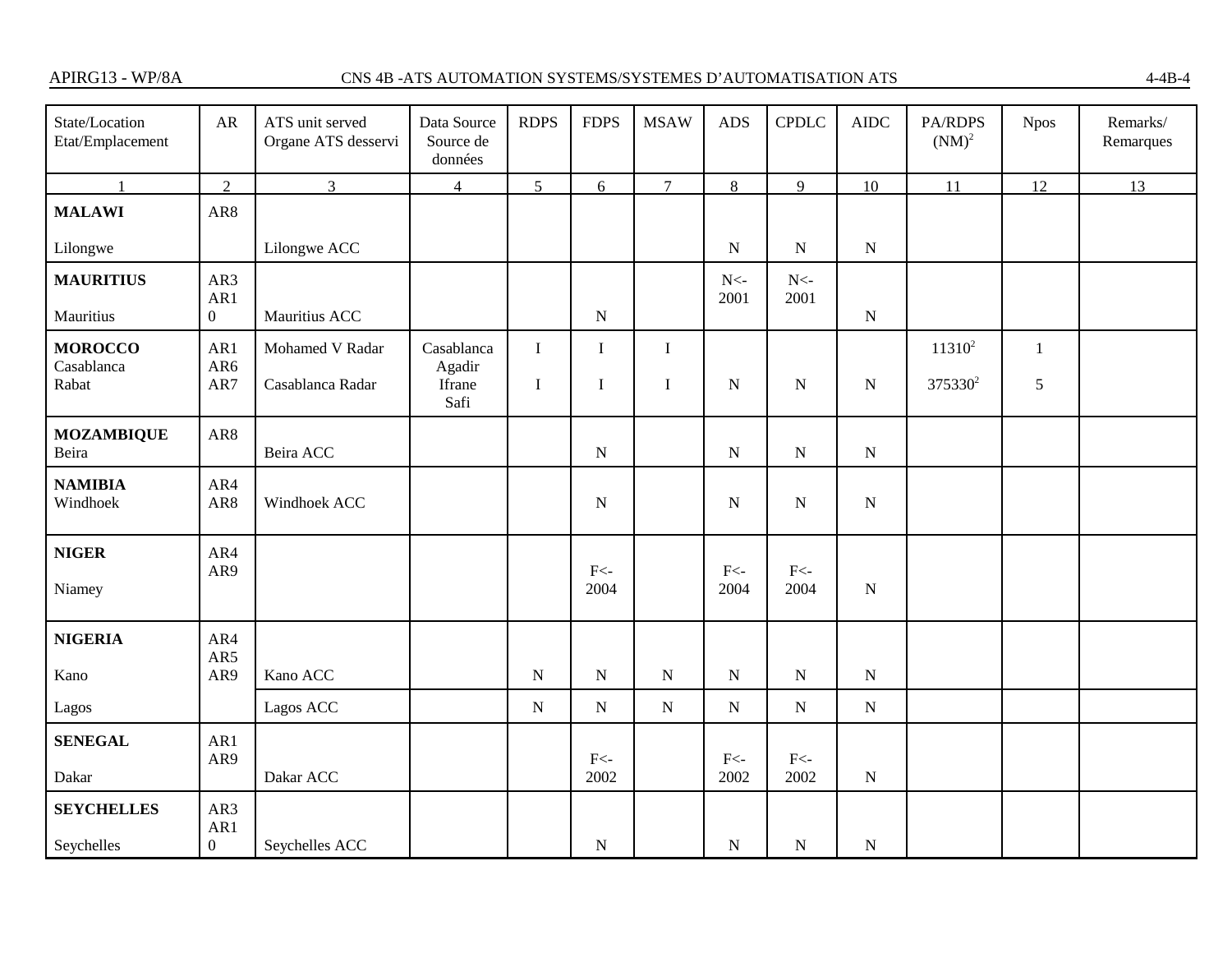| State/Location Etat/Emplacement | AR | ATS unit served Organe ATS desservi | Data Source Source de données | RDPS | FDPS | MSAW | ADS | CPDLC | AIDC | PA/RDPS $(NM)^2$ | Npos | Remarks/ Remarques |
|---|---|---|---|---|---|---|---|---|---|---|---|---|
| 1 | 2 | 3 | 4 | 5 | 6 | 7 | 8 | 9 | 10 | 11 | 12 | 13 |
| **MALAWI** Lilongwe | AR8 | Lilongwe ACC | | | | | N | N | N | | | |
| **MAURITIUS** Mauritius | AR3 AR10 | Mauritius ACC | | | N | | N<-2001 | N<-2001 | N | | | |
| **MOROCCO** Casablanca Rabat | AR1 AR6 AR7 | Mohamed V Radar | Casablanca | I | I | I | | | | $11310^2$ | 1 | |
| | | Casablanca Radar | Agadir Ifrane Safi | I | I | I | N | N | N | $375330^2$ | 5 | |
| **MOZAMBIQUE** Beira | AR8 | Beira ACC | | | N | | N | N | N | | | |
| **NAMIBIA** Windhoek | AR4 AR8 | Windhoek ACC | | | N | | N | N | N | | | |
| **NIGER** Niamey | AR4 AR9 | | | | F<-2004 | | F<-2004 | F<-2004 | N | | | |
| **NIGERIA** Kano | AR4 AR5 AR9 | Kano ACC | | N | N | N | N | N | N | | | |
| Lagos | | Lagos ACC | | N | N | N | N | N | N | | | |
| **SENEGAL** Dakar | AR1 AR9 | Dakar ACC | | | F<-2002 | | F<-2002 | F<-2002 | N | | | |
| **SEYCHELLES** Seychelles | AR3 AR10 | Seychelles ACC | | | N | | N | N | N | | | |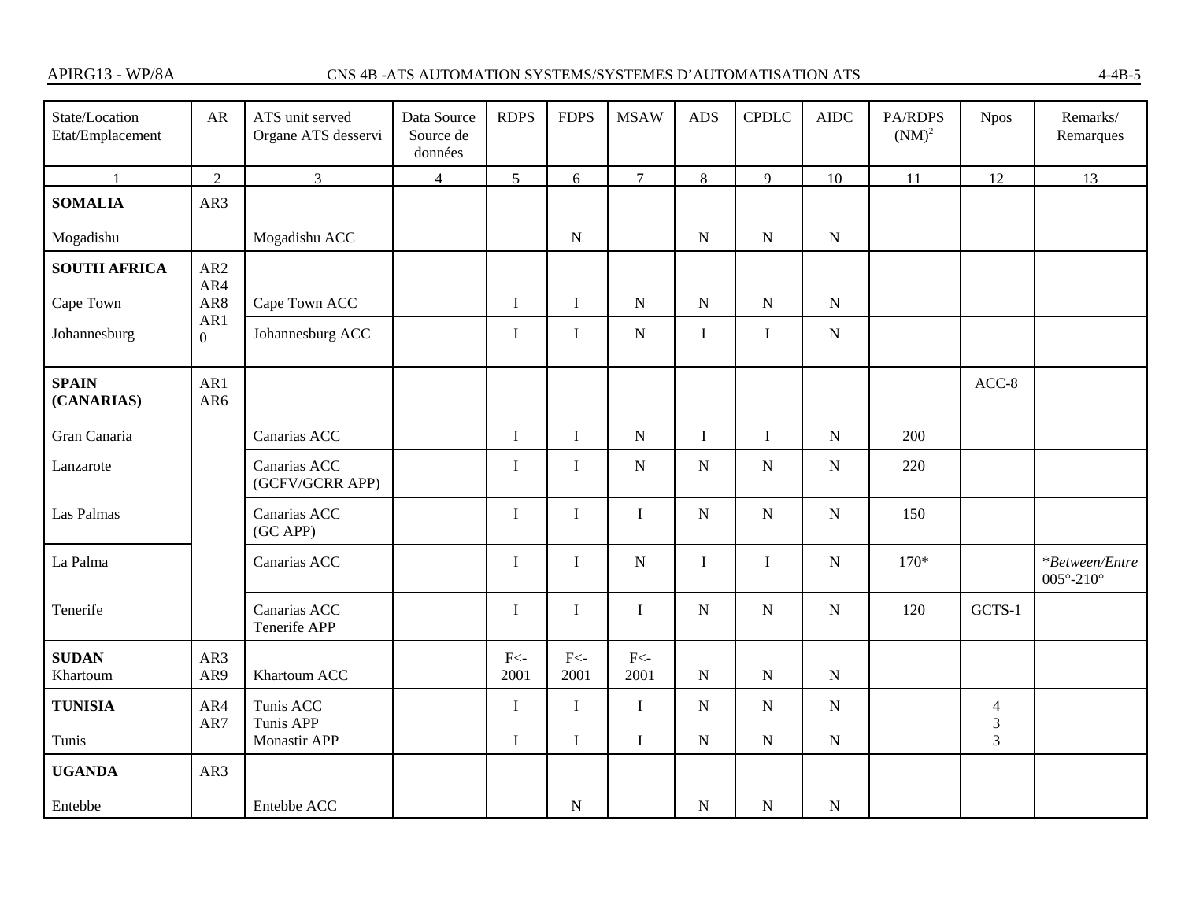| State/Location Etat/Emplacement | AR | ATS unit served Organe ATS desservi | Data Source Source de données | RDPS | FDPS | MSAW | ADS | CPDLC | AIDC | PA/RDPS (NM)[2] | Npos | Remarks/ Remarques |
|---|---|---|---|---|---|---|---|---|---|---|---|---|
| 1 | 2 | 3 | 4 | 5 | 6 | 7 | 8 | 9 | 10 | 11 | 12 | 13 |
| **SOMALIA** | AR3 | | | | | | | | | | | |
| Mogadishu | | Mogadishu ACC | | | N | | N | N | N | | | |
| **SOUTH AFRICA** | AR2 AR4 | | | | | | | | | | | |
| Cape Town | AR8 | Cape Town ACC | | I | I | N | N | N | N | | | |
| Johannesburg | AR10 | Johannesburg ACC | | I | I | N | I | I | N | | | |
| **SPAIN (CANARIAS)** | AR1 AR6 | | | | | | | | | | ACC-8 | |
| Gran Canaria | | Canarias ACC | | I | I | N | I | I | N | 200 | | |
| Lanzarote | | Canarias ACC (GCFV/GCRR APP) | | I | I | N | N | N | N | 220 | | |
| Las Palmas | | Canarias ACC (GC APP) | | I | I | I | N | N | N | 150 | | |
| La Palma | | Canarias ACC | | I | I | N | I | I | N | 170* | | **Between/Entre* 005°-210° |
| Tenerife | | Canarias ACC Tenerife APP | | I | I | I | N | N | N | 120 | GCTS-1 | |
| **SUDAN** Khartoum | AR3 AR9 | Khartoum ACC | | F<-2001 | F<-2001 | F<-2001 | N | N | N | | | |
| **TUNISIA** | AR4 AR7 | Tunis ACC Tunis APP | | I | I | I | N | N | N | | 4 3 | |
| Tunis | | Monastir APP | | I | I | I | N | N | N | | 3 | |
| **UGANDA** | AR3 | | | | | | | | | | | |
| Entebbe | | Entebbe ACC | | | N | | N | N | N | | | |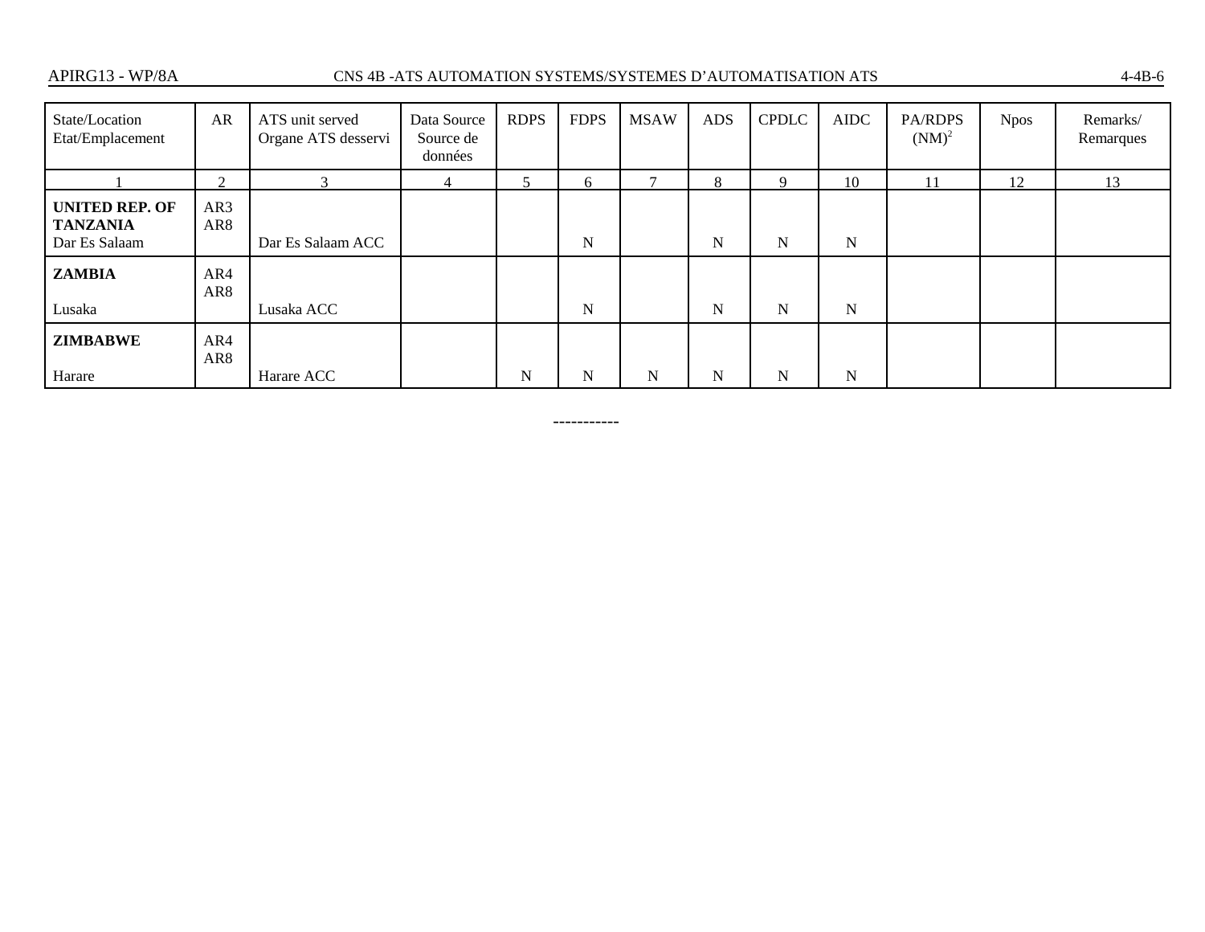| State/Location Etat/Emplacement | AR | ATS unit served Organe ATS desservi | Data Source Source de données | RDPS | FDPS | MSAW | ADS | CPDLC | AIDC | PA/RDPS (NM)[2] | Npos | Remarks/ Remarques |
|---|---|---|---|---|---|---|---|---|---|---|---|---|
| 1 | 2 | 3 | 4 | 5 | 6 | 7 | 8 | 9 | 10 | 11 | 12 | 13 |
| **UNITED REP. OF TANZANIA** Dar Es Salaam | AR3 AR8 | Dar Es Salaam ACC | | | N | | N | N | N | | | |
| **ZAMBIA** Lusaka | AR4 AR8 | Lusaka ACC | | | N | | N | N | N | | | |
| **ZIMBABWE** Harare | AR4 AR8 | Harare ACC | | N | N | N | N | N | N | | | |

-----------